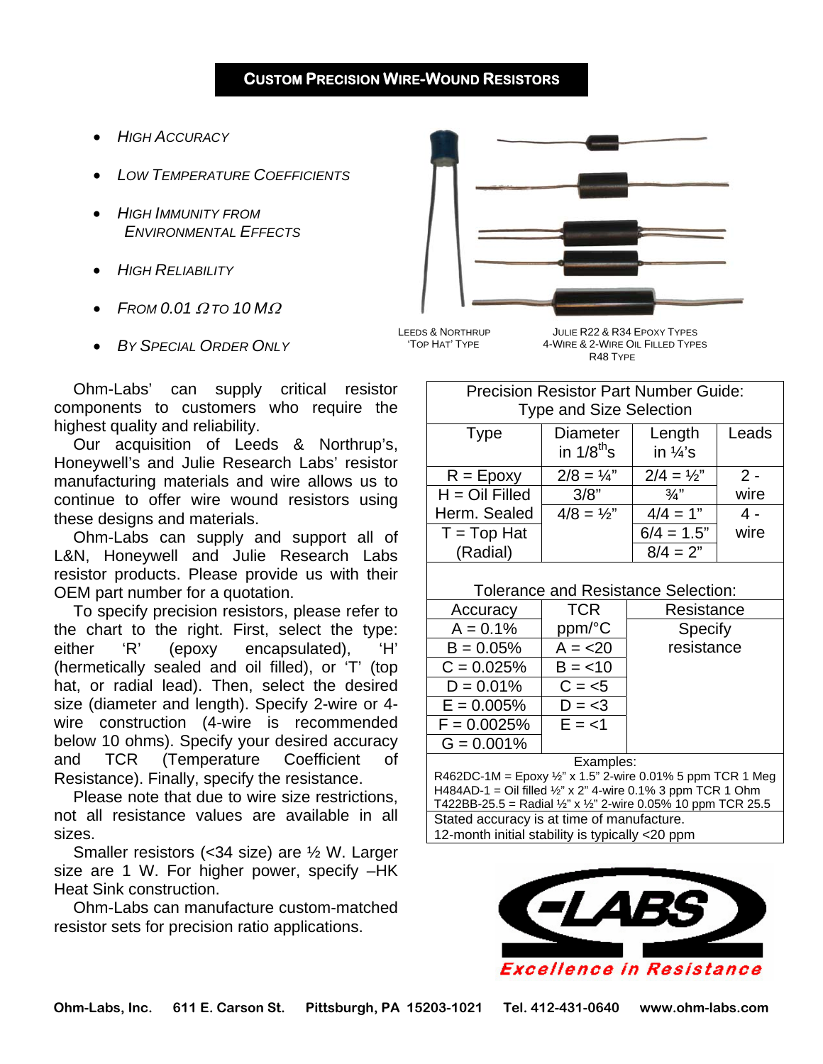# Custom Precision Wire-Wound Resistors

- *High Accuracy*
- *Low Temperature Coefficients*
- *High Immunity from Environmental Effects*
- *High Reliability*
- *From 0.01 Ω to 10 MΩ*
- *By Special Order Only*

Leeds & Northrup 'Top Hat' Type

Julie R22 & R34 Epoxy Types
4-Wire & 2-Wire Oil Filled Types
R48 Type

Ohm-Labs' can supply critical resistor components to customers who require the highest quality and reliability.

Our acquisition of Leeds & Northrup's, Honeywell's and Julie Research Labs' resistor manufacturing materials and wire allows us to continue to offer wire wound resistors using these designs and materials.

Ohm-Labs can supply and support all of L&N, Honeywell and Julie Research Labs resistor products. Please provide us with their OEM part number for a quotation.

To specify precision resistors, please refer to the chart to the right. First, select the type: either 'R' (epoxy encapsulated), 'H' (hermetically sealed and oil filled), or 'T' (top hat, or radial lead). Then, select the desired size (diameter and length). Specify 2-wire or 4-wire construction (4-wire is recommended below 10 ohms). Specify your desired accuracy and TCR (Temperature Coefficient of Resistance). Finally, specify the resistance.

Please note that due to wire size restrictions, not all resistance values are available in all sizes.

Smaller resistors (<34 size) are ½ W. Larger size are 1 W. For higher power, specify –HK Heat Sink construction.

Ohm-Labs can manufacture custom-matched resistor sets for precision ratio applications.

**Precision Resistor Part Number Guide: Type and Size Selection**

| Type | Diameter in 1/8ths | Length in ¼'s | Leads |
|---|---|---|---|
| R = Epoxy | 2/8 = ¼" | 2/4 = ½" | 2 - wire |
| H = Oil Filled Herm. Sealed | 3/8" | ¾" | |
| T = Top Hat (Radial) | 4/8 = ½" | 4/4 = 1" | 4 - wire |
| | | 6/4 = 1.5" | |
| | | 8/4 = 2" | |

**Tolerance and Resistance Selection:**

| Accuracy | TCR ppm/°C | Resistance |
|---|---|---|
| A = 0.1% | | Specify resistance |
| B = 0.05% | A = <20 | |
| C = 0.025% | B = <10 | |
| D = 0.01% | C = <5 | |
| E = 0.005% | D = <3 | |
| F = 0.0025% | E = <1 | |
| G = 0.001% | | |

Examples:

R462DC-1M = Epoxy ½" x 1.5" 2-wire 0.01% 5 ppm TCR 1 Meg
H484AD-1 = Oil filled ½" x 2" 4-wire 0.1% 3 ppm TCR 1 Ohm
T422BB-25.5 = Radial ½" x ½" 2-wire 0.05% 10 ppm TCR 25.5

Stated accuracy is at time of manufacture.
12-month initial stability is typically <20 ppm

-LABS
*Excellence in Resistance*

**Ohm-Labs, Inc.   611 E. Carson St.   Pittsburgh, PA 15203-1021   Tel. 412-431-0640   www.ohm-labs.com**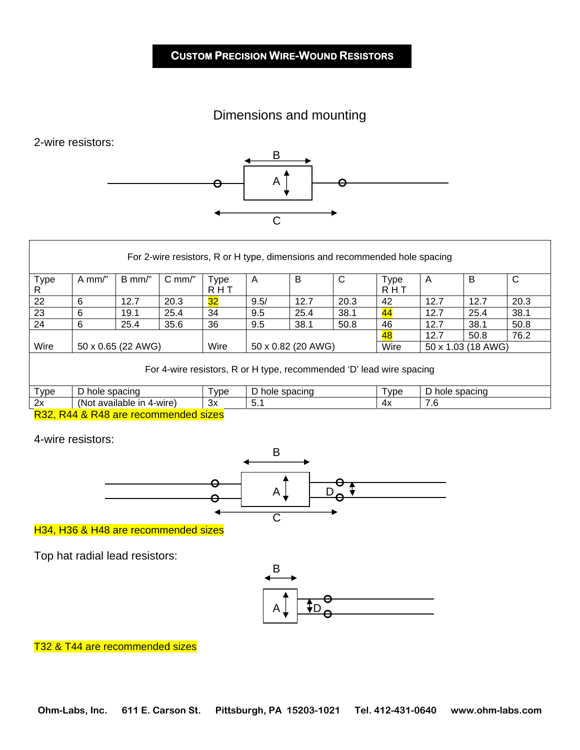# Custom Precision Wire-Wound Resistors

## Dimensions and mounting

2-wire resistors:

B

A

C

| For 2-wire resistors, R or H type, dimensions and recommended hole spacing | | | | | | | | | | | |
|---|---|---|---|---|---|---|---|---|---|---|---|
| Type R | A mm/" | B mm/" | C mm/" | Type R H T | A | B | C | Type R H T | A | B | C |
| 22 | 6 | 12.7 | 20.3 | 32 | 9.5/ | 12.7 | 20.3 | 42 | 12.7 | 12.7 | 20.3 |
| 23 | 6 | 19.1 | 25.4 | 34 | 9.5 | 25.4 | 38.1 | 44 | 12.7 | 25.4 | 38.1 |
| 24 | 6 | 25.4 | 35.6 | 36 | 9.5 | 38.1 | 50.8 | 46 | 12.7 | 38.1 | 50.8 |
| | | | | | | | | 48 | 12.7 | 50.8 | 76.2 |
| Wire | 50 x 0.65 (22 AWG) | | | Wire | 50 x 0.82 (20 AWG) | | | Wire | 50 x 1.03 (18 AWG) | | |

| For 4-wire resistors, R or H type, recommended 'D' lead wire spacing | | | | | |
|---|---|---|---|---|---|
| Type | D hole spacing | Type | D hole spacing | Type | D hole spacing |
| 2x | (Not available in 4-wire) | 3x | 5.1 | 4x | 7.6 |

R32, R44 & R48 are recommended sizes

4-wire resistors:

B

A

D

C

H34, H36 & H48 are recommended sizes

Top hat radial lead resistors:

B

A

D

T32 & T44 are recommended sizes

**Ohm-Labs, Inc.** **611 E. Carson St.** **Pittsburgh, PA 15203-1021** **Tel. 412-431-0640** **www.ohm-labs.com**